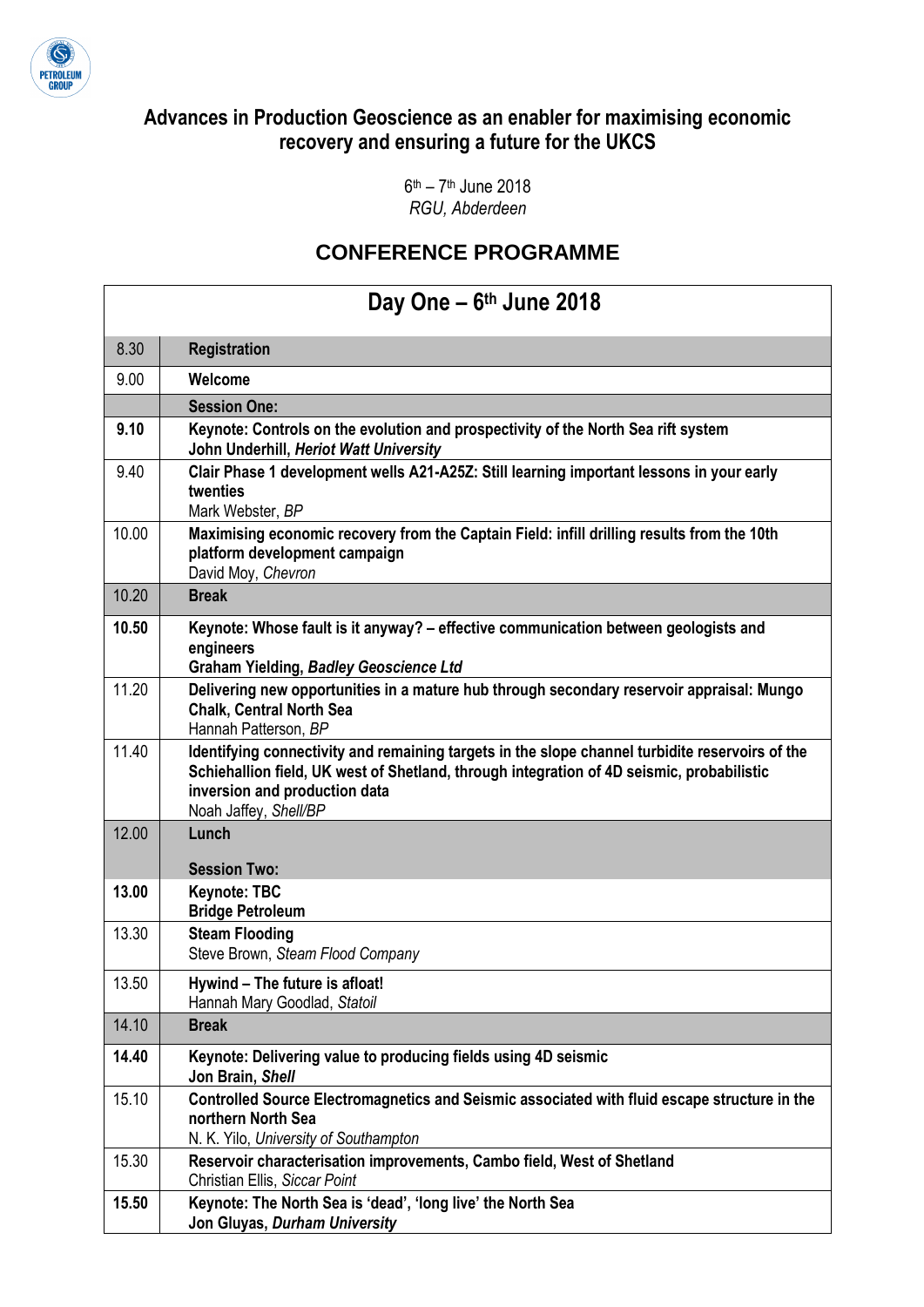# Advances in Production Geoscience as an enabler for maximising economic recovery and ensuring a future for the UKCS

6th – 7th June 2018
*RGU, Abderdeen*

## CONFERENCE PROGRAMME

| Day One – 6th June 2018 | |
|---|---|
| 8.30 | **Registration** |
| 9.00 | **Welcome** |
| | **Session One:** |
| **9.10** | **Keynote: Controls on the evolution and prospectivity of the North Sea rift system**<br>**John Underhill, *Heriot Watt University*** |
| 9.40 | **Clair Phase 1 development wells A21-A25Z: Still learning important lessons in your early twenties**<br>Mark Webster, *BP* |
| 10.00 | **Maximising economic recovery from the Captain Field: infill drilling results from the 10th platform development campaign**<br>David Moy, *Chevron* |
| 10.20 | **Break** |
| **10.50** | **Keynote: Whose fault is it anyway? – effective communication between geologists and engineers**<br>**Graham Yielding, *Badley Geoscience Ltd*** |
| 11.20 | **Delivering new opportunities in a mature hub through secondary reservoir appraisal: Mungo Chalk, Central North Sea**<br>Hannah Patterson, *BP* |
| 11.40 | **Identifying connectivity and remaining targets in the slope channel turbidite reservoirs of the Schiehallion field, UK west of Shetland, through integration of 4D seismic, probabilistic inversion and production data**<br>Noah Jaffey, *Shell/BP* |
| 12.00 | **Lunch**<br><br>**Session Two:** |
| **13.00** | **Keynote: TBC**<br>**Bridge Petroleum** |
| 13.30 | **Steam Flooding**<br>Steve Brown, *Steam Flood Company* |
| 13.50 | **Hywind – The future is afloat!**<br>Hannah Mary Goodlad, *Statoil* |
| 14.10 | **Break** |
| **14.40** | **Keynote: Delivering value to producing fields using 4D seismic**<br>**Jon Brain, *Shell*** |
| 15.10 | **Controlled Source Electromagnetics and Seismic associated with fluid escape structure in the northern North Sea**<br>N. K. Yilo, *University of Southampton* |
| 15.30 | **Reservoir characterisation improvements, Cambo field, West of Shetland**<br>Christian Ellis, *Siccar Point* |
| **15.50** | **Keynote: The North Sea is 'dead', 'long live' the North Sea**<br>**Jon Gluyas, *Durham University*** |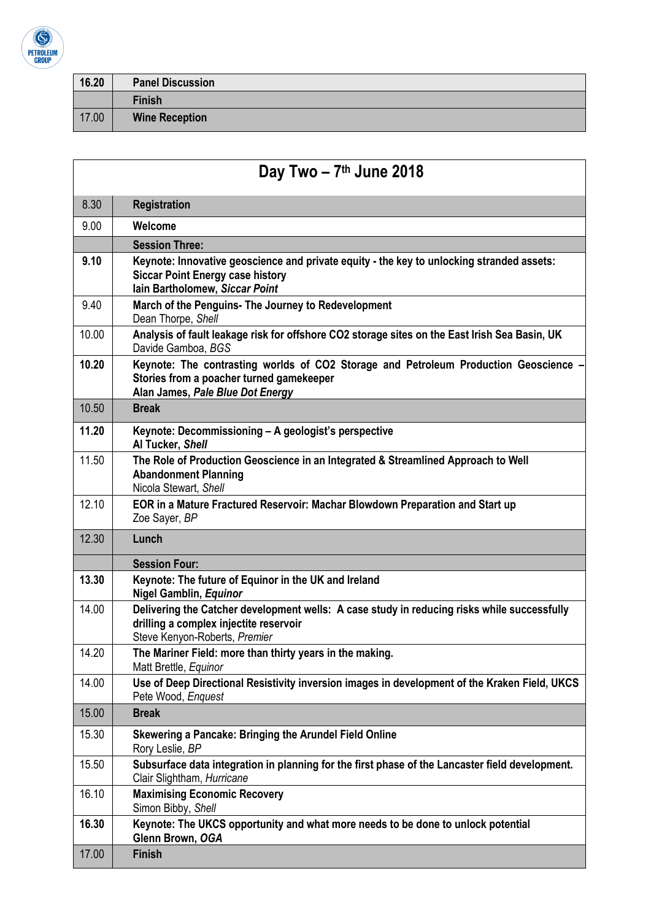| 16.20 | **Panel Discussion** |
| --- | --- |
| | **Finish** |
| 17.00 | **Wine Reception** |

| **Day Two – 7th June 2018** | |
| --- | --- |
| 8.30 | **Registration** |
| 9.00 | **Welcome** |
| | **Session Three:** |
| **9.10** | **Keynote: Innovative geoscience and private equity - the key to unlocking stranded assets: Siccar Point Energy case history**<br>**Iain Bartholomew, *Siccar Point*** |
| 9.40 | **March of the Penguins- The Journey to Redevelopment**<br>Dean Thorpe, *Shell* |
| 10.00 | **Analysis of fault leakage risk for offshore CO2 storage sites on the East Irish Sea Basin, UK**<br>Davide Gamboa, *BGS* |
| **10.20** | **Keynote: The contrasting worlds of CO2 Storage and Petroleum Production Geoscience – Stories from a poacher turned gamekeeper**<br>**Alan James, *Pale Blue Dot Energy*** |
| 10.50 | **Break** |
| **11.20** | **Keynote: Decommissioning – A geologist's perspective**<br>**Al Tucker, *Shell*** |
| 11.50 | **The Role of Production Geoscience in an Integrated & Streamlined Approach to Well Abandonment Planning**<br>Nicola Stewart, *Shell* |
| 12.10 | **EOR in a Mature Fractured Reservoir: Machar Blowdown Preparation and Start up**<br>Zoe Sayer, *BP* |
| 12.30 | **Lunch** |
| | **Session Four:** |
| **13.30** | **Keynote: The future of Equinor in the UK and Ireland**<br>**Nigel Gamblin, *Equinor*** |
| 14.00 | **Delivering the Catcher development wells: A case study in reducing risks while successfully drilling a complex injectite reservoir**<br>Steve Kenyon-Roberts, *Premier* |
| 14.20 | **The Mariner Field: more than thirty years in the making.**<br>Matt Brettle, *Equinor* |
| 14.00 | **Use of Deep Directional Resistivity inversion images in development of the Kraken Field, UKCS**<br>Pete Wood, *Enquest* |
| 15.00 | **Break** |
| 15.30 | **Skewering a Pancake: Bringing the Arundel Field Online**<br>Rory Leslie, *BP* |
| 15.50 | **Subsurface data integration in planning for the first phase of the Lancaster field development.**<br>Clair Slightham, *Hurricane* |
| 16.10 | **Maximising Economic Recovery**<br>Simon Bibby, *Shell* |
| **16.30** | **Keynote: The UKCS opportunity and what more needs to be done to unlock potential**<br>**Glenn Brown, *OGA*** |
| 17.00 | **Finish** |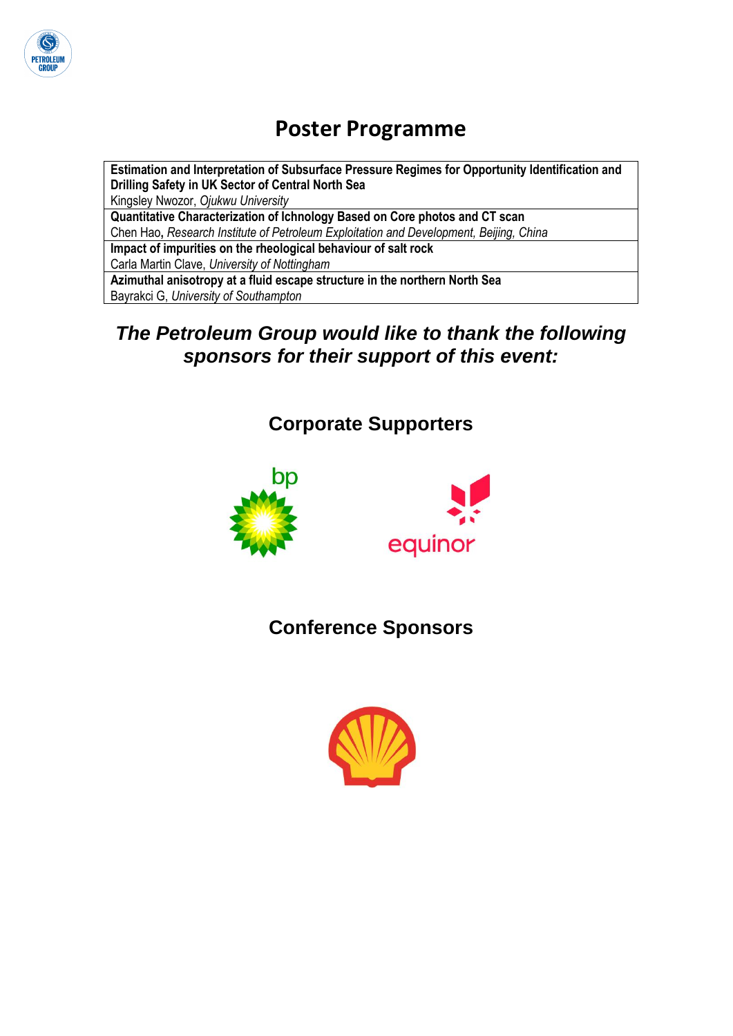# Poster Programme

| |
|---|
| **Estimation and Interpretation of Subsurface Pressure Regimes for Opportunity Identification and Drilling Safety in UK Sector of Central North Sea**<br>Kingsley Nwozor, *Ojukwu University* |
| **Quantitative Characterization of Ichnology Based on Core photos and CT scan**<br>Chen Hao, *Research Institute of Petroleum Exploitation and Development, Beijing, China* |
| **Impact of impurities on the rheological behaviour of salt rock**<br>Carla Martin Clave, *University of Nottingham* |
| **Azimuthal anisotropy at a fluid escape structure in the northern North Sea**<br>Bayrakci G, *University of Southampton* |

***The Petroleum Group would like to thank the following sponsors for their support of this event:***

## Corporate Supporters

bp

equinor

## Conference Sponsors